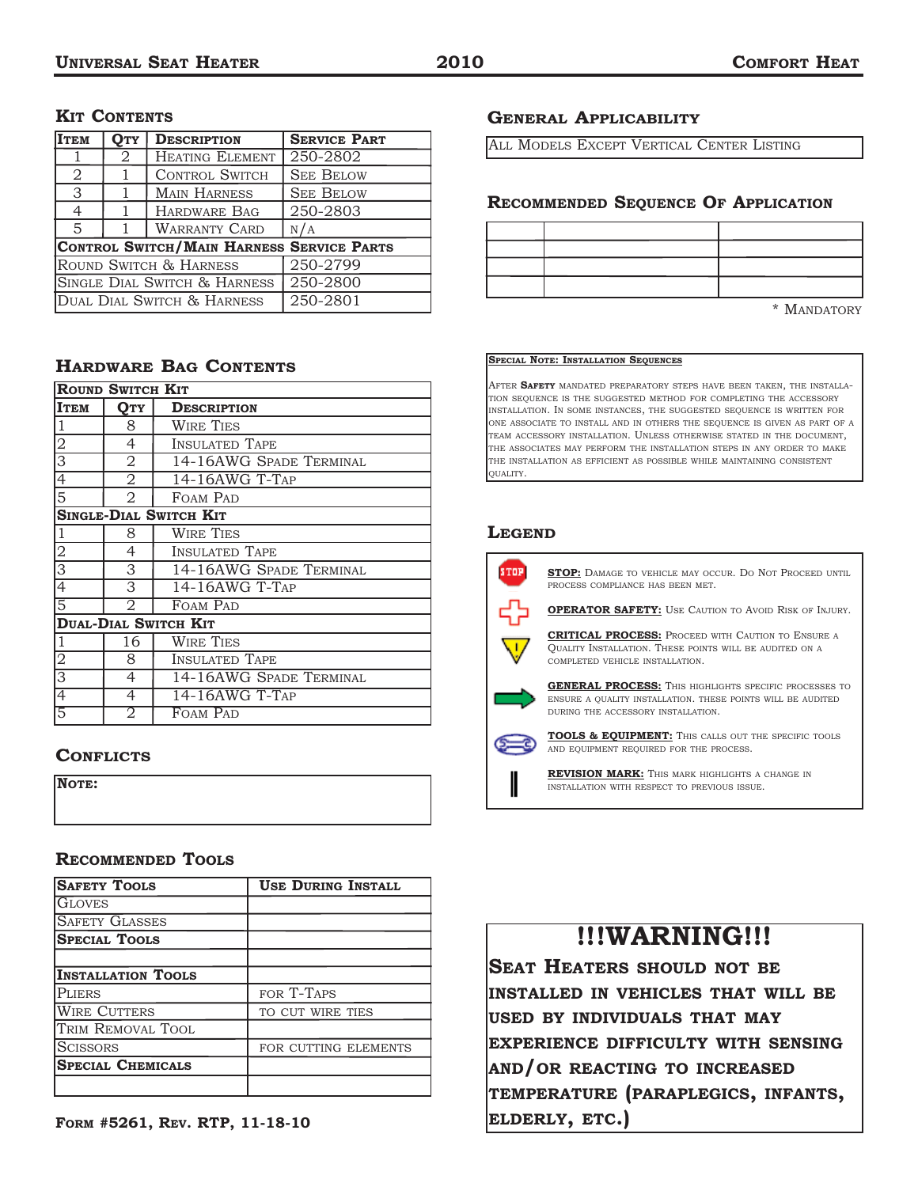# Universal Seat Heater — 2010 — Comfort Heat

## Kit Contents

| Item | Qty | Description | Service Part |
|---|---|---|---|
| 1 | 2 | Heating Element | 250-2802 |
| 2 | 1 | Control Switch | See Below |
| 3 | 1 | Main Harness | See Below |
| 4 | 1 | Hardware Bag | 250-2803 |
| 5 | 1 | Warranty Card | N/A |
| **Control Switch/Main Harness Service Parts** | | | |
| Round Switch & Harness | | | 250-2799 |
| Single Dial Switch & Harness | | | 250-2800 |
| Dual Dial Switch & Harness | | | 250-2801 |

## Hardware Bag Contents

| Item | Qty | Description |
|---|---|---|
| **Round Switch Kit** | | |
| 1 | 8 | Wire Ties |
| 2 | 4 | Insulated Tape |
| 3 | 2 | 14-16AWG Spade Terminal |
| 4 | 2 | 14-16AWG T-Tap |
| 5 | 2 | Foam Pad |
| **Single-Dial Switch Kit** | | |
| 1 | 8 | Wire Ties |
| 2 | 4 | Insulated Tape |
| 3 | 3 | 14-16AWG Spade Terminal |
| 4 | 3 | 14-16AWG T-Tap |
| 5 | 2 | Foam Pad |
| **Dual-Dial Switch Kit** | | |
| 1 | 16 | Wire Ties |
| 2 | 8 | Insulated Tape |
| 3 | 4 | 14-16AWG Spade Terminal |
| 4 | 4 | 14-16AWG T-Tap |
| 5 | 2 | Foam Pad |

## Conflicts

**Note:**

## Recommended Tools

| Safety Tools | Use During Install |
|---|---|
| Gloves | |
| Safety Glasses | |
| **Special Tools** | |
| | |
| **Installation Tools** | |
| Pliers | for T-Taps |
| Wire Cutters | to cut wire ties |
| Trim Removal Tool | |
| Scissors | for cutting elements |
| **Special Chemicals** | |
| | |

Form #5261, Rev. RTP, 11-18-10

## General Applicability

All Models Except Vertical Center Listing

## Recommended Sequence Of Application

| | | |
|---|---|---|
| | | |
| | | |
| | | |
| | | |

\* Mandatory

**Special Note: Installation Sequences**

After **Safety** mandated preparatory steps have been taken, the installation sequence is the suggested method for completing the accessory installation. In some instances, the suggested sequence is written for one associate to install and in others the sequence is given as part of a team accessory installation. Unless otherwise stated in the document, the associates may perform the installation steps in any order to make the installation as efficient as possible while maintaining consistent quality.

## Legend

**STOP:** Damage to vehicle may occur. Do Not Proceed until process compliance has been met.

**OPERATOR SAFETY:** Use Caution to Avoid Risk of Injury.

**CRITICAL PROCESS:** Proceed with Caution to Ensure a Quality Installation. These points will be audited on a completed vehicle installation.

**GENERAL PROCESS:** This highlights specific processes to ensure a quality installation. These points will be audited during the accessory installation.

**TOOLS & EQUIPMENT:** This calls out the specific tools and equipment required for the process.

**REVISION MARK:** This mark highlights a change in installation with respect to previous issue.

## !!!WARNING!!!

**Seat heaters should not be installed in vehicles that will be used by individuals that may experience difficulty with sensing and/or reacting to increased temperature (paraplegics, infants, elderly, etc.)**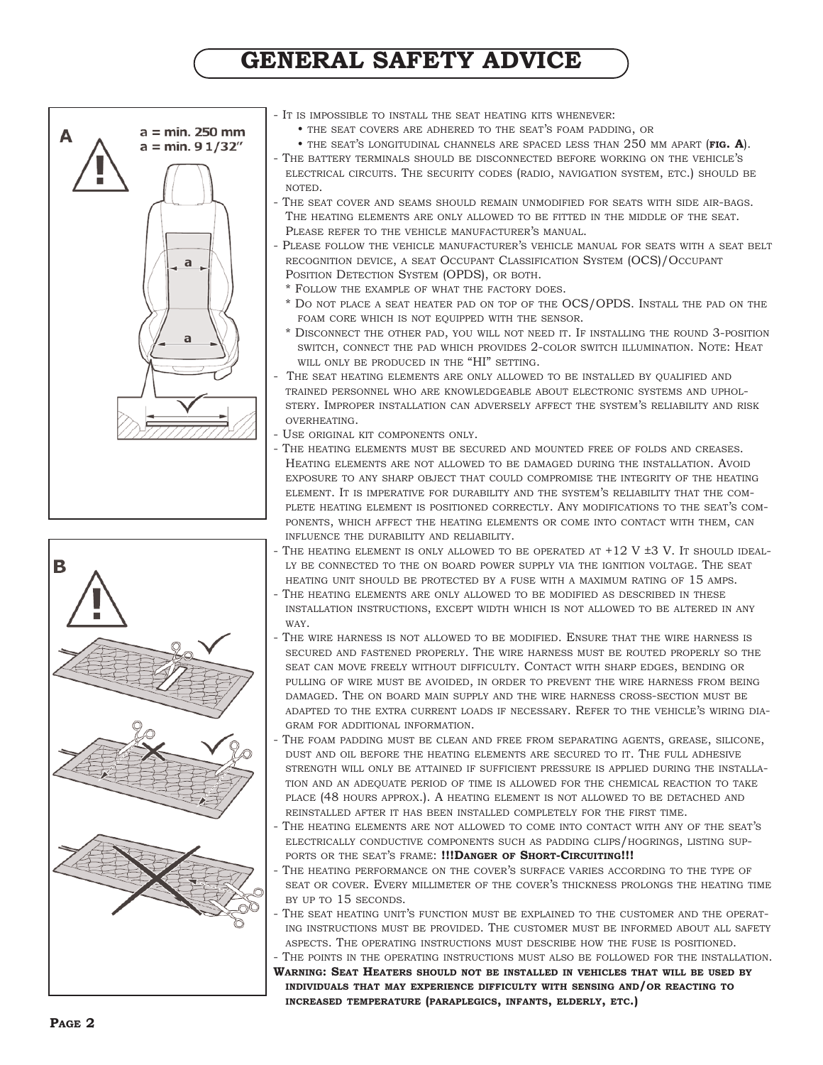# GENERAL SAFETY ADVICE

A

a = min. 250 mm
a = min. 9 1/32"

B

- It is impossible to install the seat heating kits whenever:
  - the seat covers are adhered to the seat's foam padding, or
  - the seat's longitudinal channels are spaced less than 250 mm apart (**fig. A**).
- The battery terminals should be disconnected before working on the vehicle's electrical circuits. The security codes (radio, navigation system, etc.) should be noted.
- The seat cover and seams should remain unmodified for seats with side air-bags. The heating elements are only allowed to be fitted in the middle of the seat. Please refer to the vehicle manufacturer's manual.
- Please follow the vehicle manufacturer's vehicle manual for seats with a seat belt recognition device, a seat Occupant Classification System (OCS)/Occupant Position Detection System (OPDS), or both.
  - \* Follow the example of what the factory does.
  - \* Do not place a seat heater pad on top of the OCS/OPDS. Install the pad on the foam core which is not equipped with the sensor.
  - \* Disconnect the other pad, you will not need it. If installing the round 3-position switch, connect the pad which provides 2-color switch illumination. Note: Heat will only be produced in the "HI" setting.
- The seat heating elements are only allowed to be installed by qualified and trained personnel who are knowledgeable about electronic systems and upholstery. Improper installation can adversely affect the system's reliability and risk overheating.
- Use original kit components only.
- The heating elements must be secured and mounted free of folds and creases. Heating elements are not allowed to be damaged during the installation. Avoid exposure to any sharp object that could compromise the integrity of the heating element. It is imperative for durability and the system's reliability that the complete heating element is positioned correctly. Any modifications to the seat's components, which affect the heating elements or come into contact with them, can influence the durability and reliability.
- The heating element is only allowed to be operated at +12 V ±3 V. It should ideally be connected to the on board power supply via the ignition voltage. The seat heating unit should be protected by a fuse with a maximum rating of 15 amps.
- The heating elements are only allowed to be modified as described in these installation instructions, except width which is not allowed to be altered in any way.
- The wire harness is not allowed to be modified. Ensure that the wire harness is secured and fastened properly. The wire harness must be routed properly so the seat can move freely without difficulty. Contact with sharp edges, bending or pulling of wire must be avoided, in order to prevent the wire harness from being damaged. The on board main supply and the wire harness cross-section must be adapted to the extra current loads if necessary. Refer to the vehicle's wiring diagram for additional information.
- The foam padding must be clean and free from separating agents, grease, silicone, dust and oil before the heating elements are secured to it. The full adhesive strength will only be attained if sufficient pressure is applied during the installation and an adequate period of time is allowed for the chemical reaction to take place (48 hours approx.). A heating element is not allowed to be detached and reinstalled after it has been installed completely for the first time.
- The heating elements are not allowed to come into contact with any of the seat's electrically conductive components such as padding clips/hogrings, listing supports or the seat's frame: **!!!Danger of Short-Circuiting!!!**
- The heating performance on the cover's surface varies according to the type of seat or cover. Every millimeter of the cover's thickness prolongs the heating time by up to 15 seconds.
- The seat heating unit's function must be explained to the customer and the operating instructions must be provided. The customer must be informed about all safety aspects. The operating instructions must describe how the fuse is positioned.
- The points in the operating instructions must also be followed for the installation.

**Warning: Seat Heaters should not be installed in vehicles that will be used by individuals that may experience difficulty with sensing and/or reacting to increased temperature (paraplegics, infants, elderly, etc.)**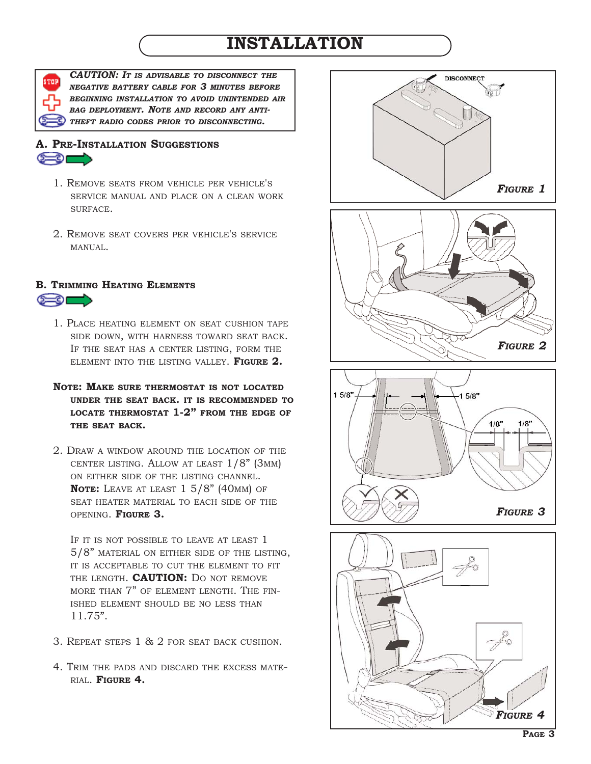# INSTALLATION

***CAUTION:*** ***It is advisable to disconnect the negative battery cable for 3 minutes before beginning installation to avoid unintended air bag deployment. Note and record any anti-theft radio codes prior to disconnecting.***

## A. Pre-Installation Suggestions

1. Remove seats from vehicle per vehicle's service manual and place on a clean work surface.

2. Remove seat covers per vehicle's service manual.

## B. Trimming Heating Elements

1. Place heating element on seat cushion tape side down, with harness toward seat back. If the seat has a center listing, form the element into the listing valley. **Figure 2.**

**Note: Make sure thermostat is not located under the seat back. It is recommended to locate thermostat 1-2" from the edge of the seat back.**

2. Draw a window around the location of the center listing. Allow at least 1/8" (3mm) on either side of the listing channel. **Note:** Leave at least 1 5/8" (40mm) of seat heater material to each side of the opening. **Figure 3.**

   If it is not possible to leave at least 1 5/8" material on either side of the listing, it is acceptable to cut the element to fit the length. **CAUTION:** Do not remove more than 7" of element length. The finished element should be no less than 11.75".

3. Repeat steps 1 & 2 for seat back cushion.

4. Trim the pads and discard the excess material. **Figure 4.**

DISCONNECT

*Figure 1*

*Figure 2*

1 5/8" 1 5/8" 1/8" 1/8"

*Figure 3*

*Figure 4*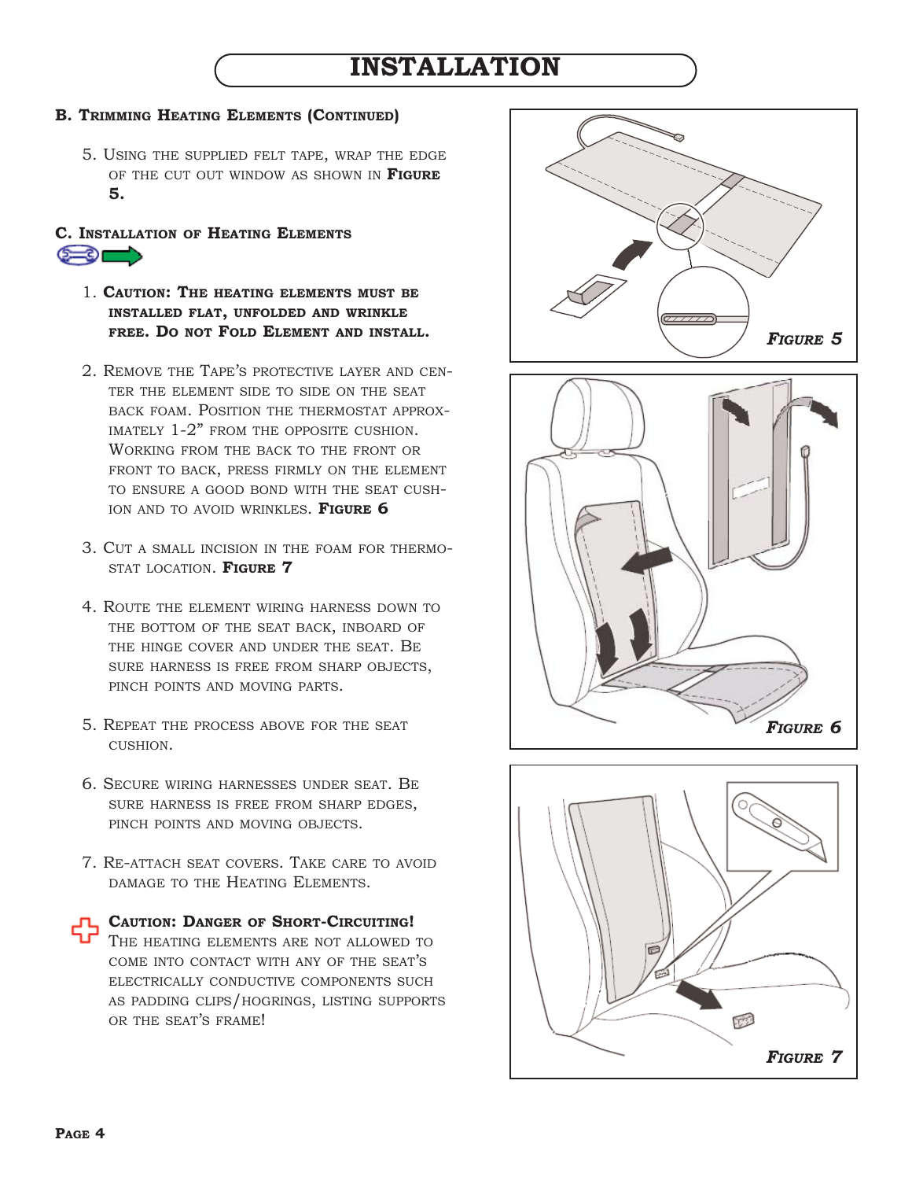# INSTALLATION

## B. Trimming Heating Elements (Continued)

5. Using the supplied felt tape, wrap the edge of the cut out window as shown in **Figure 5.**

## C. Installation of Heating Elements

1. **Caution: The heating elements must be installed flat, unfolded and wrinkle free. Do not Fold Element and install.**

2. Remove the Tape's protective layer and center the element side to side on the seat back foam. Position the thermostat approximately 1-2" from the opposite cushion. Working from the back to the front or front to back, press firmly on the element to ensure a good bond with the seat cushion and to avoid wrinkles. **Figure 6**

3. Cut a small incision in the foam for thermostat location. **Figure 7**

4. Route the element wiring harness down to the bottom of the seat back, inboard of the hinge cover and under the seat. Be sure harness is free from sharp objects, pinch points and moving parts.

5. Repeat the process above for the seat cushion.

6. Secure wiring harnesses under seat. Be sure harness is free from sharp edges, pinch points and moving objects.

7. Re-attach seat covers. Take care to avoid damage to the Heating Elements.

**Caution: Danger of Short-Circuiting!**
The heating elements are not allowed to come into contact with any of the seat's electrically conductive components such as padding clips/hogrings, listing supports or the seat's frame!

*Figure 5*

*Figure 6*

*Figure 7*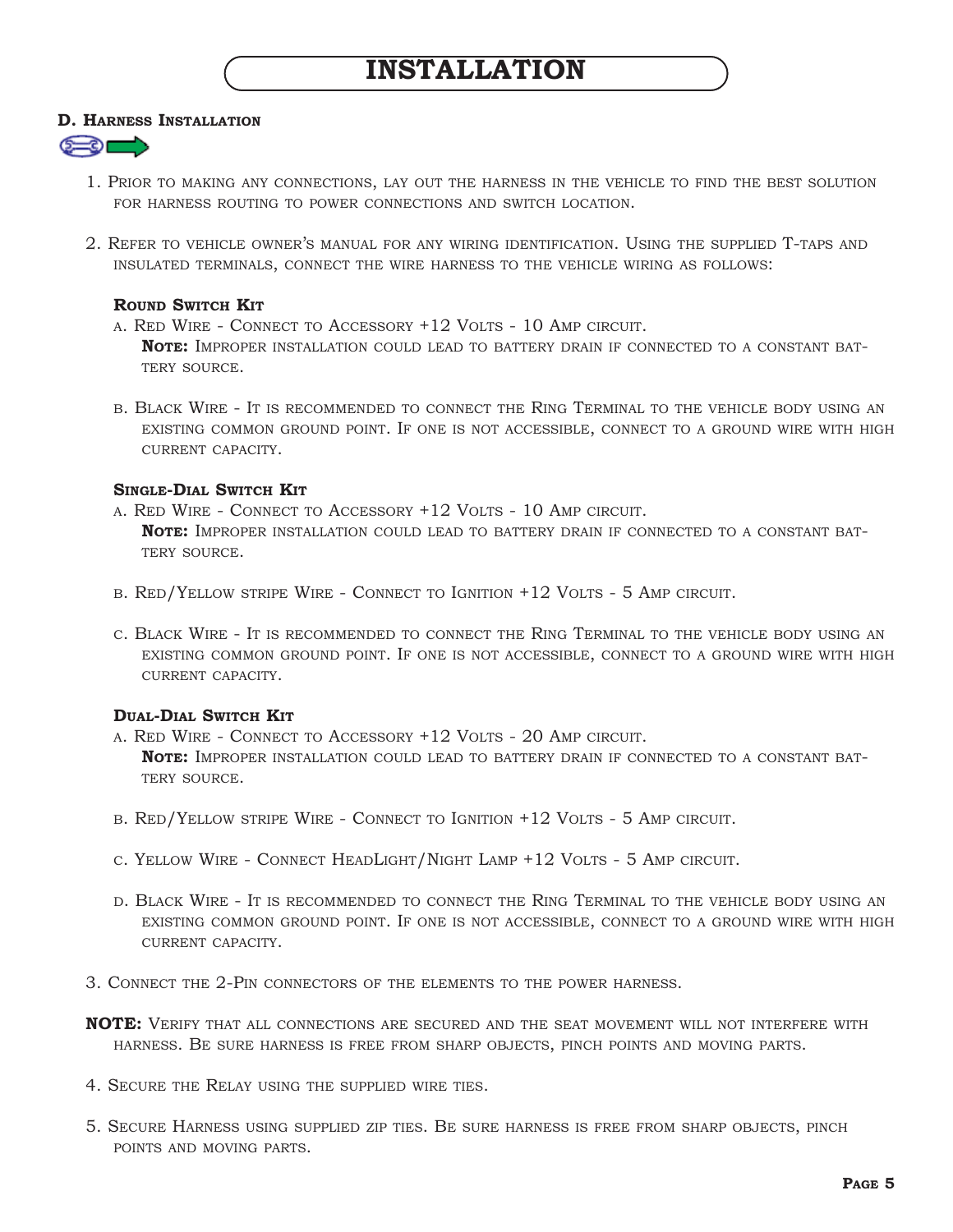# INSTALLATION

### D. Harness Installation

1. Prior to making any connections, lay out the harness in the vehicle to find the best solution for harness routing to power connections and switch location.

2. Refer to vehicle owner's manual for any wiring identification. Using the supplied T-taps and insulated terminals, connect the wire harness to the vehicle wiring as follows:

   **Round Switch Kit**

   a. Red Wire - Connect to Accessory +12 Volts - 10 Amp circuit.
      **Note:** Improper installation could lead to battery drain if connected to a constant battery source.

   b. Black Wire - It is recommended to connect the Ring Terminal to the vehicle body using an existing common ground point. If one is not accessible, connect to a ground wire with high current capacity.

   **Single-Dial Switch Kit**

   a. Red Wire - Connect to Accessory +12 Volts - 10 Amp circuit.
      **Note:** Improper installation could lead to battery drain if connected to a constant battery source.

   b. Red/Yellow stripe Wire - Connect to Ignition +12 Volts - 5 Amp circuit.

   c. Black Wire - It is recommended to connect the Ring Terminal to the vehicle body using an existing common ground point. If one is not accessible, connect to a ground wire with high current capacity.

   **Dual-Dial Switch Kit**

   a. Red Wire - Connect to Accessory +12 Volts - 20 Amp circuit.
      **Note:** Improper installation could lead to battery drain if connected to a constant battery source.

   b. Red/Yellow stripe Wire - Connect to Ignition +12 Volts - 5 Amp circuit.

   c. Yellow Wire - Connect HeadLight/Night Lamp +12 Volts - 5 Amp circuit.

   d. Black Wire - It is recommended to connect the Ring Terminal to the vehicle body using an existing common ground point. If one is not accessible, connect to a ground wire with high current capacity.

3. Connect the 2-Pin connectors of the elements to the power harness.

**NOTE:** Verify that all connections are secured and the seat movement will not interfere with harness. Be sure harness is free from sharp objects, pinch points and moving parts.

4. Secure the Relay using the supplied wire ties.

5. Secure Harness using supplied zip ties. Be sure harness is free from sharp objects, pinch points and moving parts.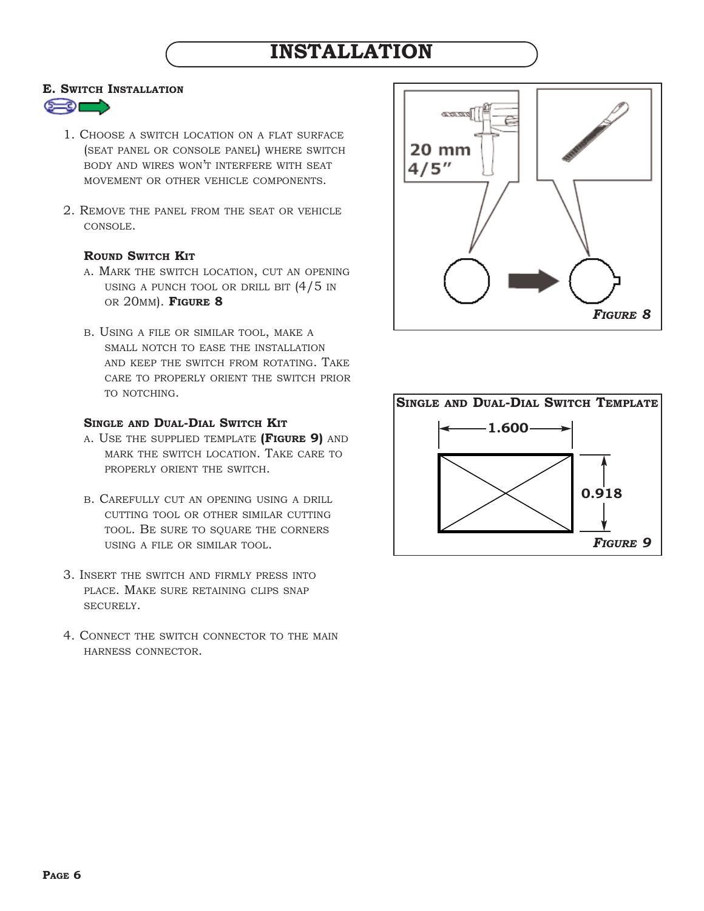# INSTALLATION

## E. Switch Installation

1. Choose a switch location on a flat surface (seat panel or console panel) where switch body and wires won't interfere with seat movement or other vehicle components.

2. Remove the panel from the seat or vehicle console.

### Round Switch Kit

a. Mark the switch location, cut an opening using a punch tool or drill bit (4/5 in or 20mm). **Figure 8**

b. Using a file or similar tool, make a small notch to ease the installation and keep the switch from rotating. Take care to properly orient the switch prior to notching.

### Single and Dual-Dial Switch Kit

a. Use the supplied template **(Figure 9)** and mark the switch location. Take care to properly orient the switch.

b. Carefully cut an opening using a drill cutting tool or other similar cutting tool. Be sure to square the corners using a file or similar tool.

3. Insert the switch and firmly press into place. Make sure retaining clips snap securely.

4. Connect the switch connector to the main harness connector.

20 mm
4/5"

***Figure 8***

**Single and Dual-Dial Switch Template**

1.600

0.918

***Figure 9***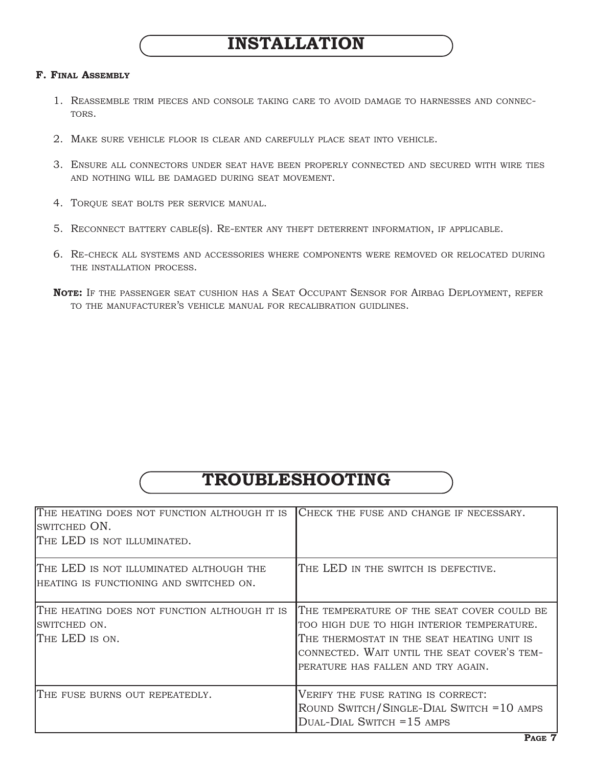# INSTALLATION

### F. Final Assembly

1. Reassemble trim pieces and console taking care to avoid damage to harnesses and connectors.
2. Make sure vehicle floor is clear and carefully place seat into vehicle.
3. Ensure all connectors under seat have been properly connected and secured with wire ties and nothing will be damaged during seat movement.
4. Torque seat bolts per service manual.
5. Reconnect battery cable(s). Re-enter any theft deterrent information, if applicable.
6. Re-check all systems and accessories where components were removed or relocated during the installation process.

**Note:** If the passenger seat cushion has a Seat Occupant Sensor for Airbag Deployment, refer to the manufacturer's vehicle manual for recalibration guidlines.

# TROUBLESHOOTING

| | |
|---|---|
| The heating does not function although it is switched ON.<br>The LED is not illuminated. | Check the fuse and change if necessary. |
| The LED is not illuminated although the heating is functioning and switched on. | The LED in the switch is defective. |
| The heating does not function although it is switched on.<br>The LED is on. | The temperature of the seat cover could be too high due to high interior temperature. The thermostat in the seat heating unit is connected. Wait until the seat cover's temperature has fallen and try again. |
| The fuse burns out repeatedly. | Verify the fuse rating is correct:<br>Round Switch/Single-Dial Switch =10 amps<br>Dual-Dial Switch =15 amps |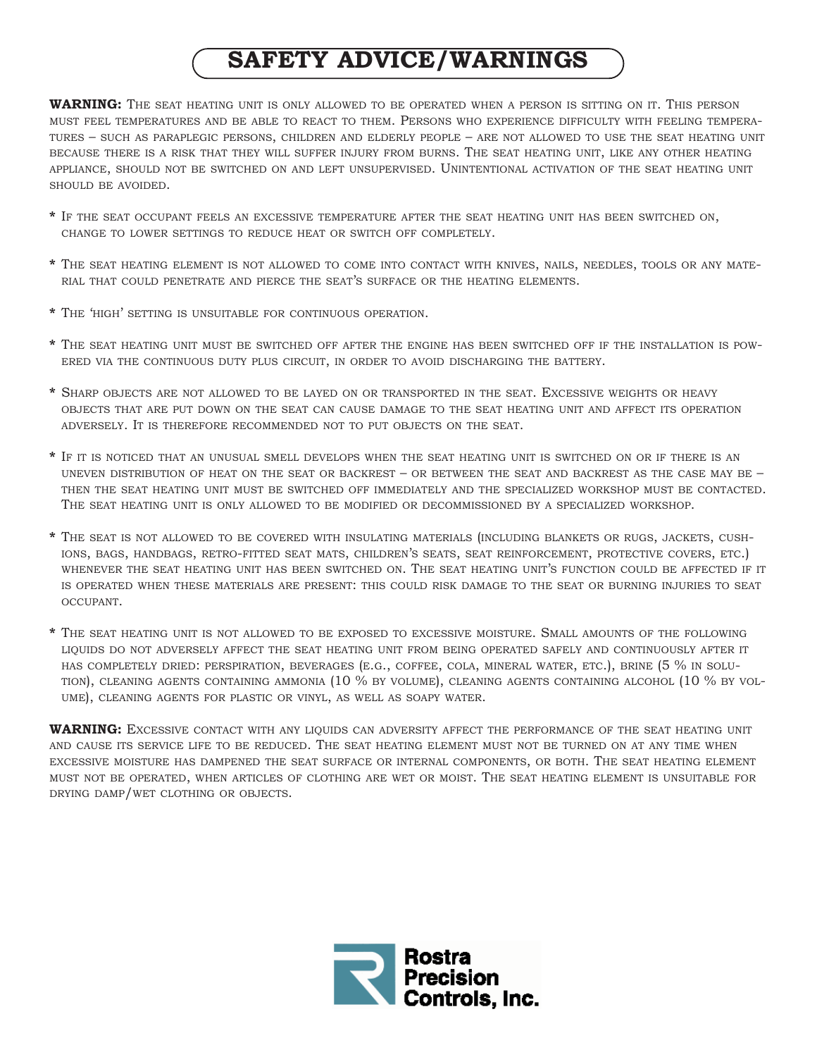# SAFETY ADVICE/WARNINGS

**WARNING:** The seat heating unit is only allowed to be operated when a person is sitting on it. This person must feel temperatures and be able to react to them. Persons who experience difficulty with feeling temperatures – such as paraplegic persons, children and elderly people – are not allowed to use the seat heating unit because there is a risk that they will suffer injury from burns. The seat heating unit, like any other heating appliance, should not be switched on and left unsupervised. Unintentional activation of the seat heating unit should be avoided.

* If the seat occupant feels an excessive temperature after the seat heating unit has been switched on, change to lower settings to reduce heat or switch off completely.

* The seat heating element is not allowed to come into contact with knives, nails, needles, tools or any material that could penetrate and pierce the seat's surface or the heating elements.

* The 'high' setting is unsuitable for continuous operation.

* The seat heating unit must be switched off after the engine has been switched off if the installation is powered via the continuous duty plus circuit, in order to avoid discharging the battery.

* Sharp objects are not allowed to be layed on or transported in the seat. Excessive weights or heavy objects that are put down on the seat can cause damage to the seat heating unit and affect its operation adversely. It is therefore recommended not to put objects on the seat.

* If it is noticed that an unusual smell develops when the seat heating unit is switched on or if there is an uneven distribution of heat on the seat or backrest – or between the seat and backrest as the case may be – then the seat heating unit must be switched off immediately and the specialized workshop must be contacted. The seat heating unit is only allowed to be modified or decommissioned by a specialized workshop.

* The seat is not allowed to be covered with insulating materials (including blankets or rugs, jackets, cushions, bags, handbags, retro-fitted seat mats, children's seats, seat reinforcement, protective covers, etc.) whenever the seat heating unit has been switched on. The seat heating unit's function could be affected if it is operated when these materials are present: this could risk damage to the seat or burning injuries to seat occupant.

* The seat heating unit is not allowed to be exposed to excessive moisture. Small amounts of the following liquids do not adversely affect the seat heating unit from being operated safely and continuously after it has completely dried: perspiration, beverages (e.g., coffee, cola, mineral water, etc.), brine (5 % in solution), cleaning agents containing ammonia (10 % by volume), cleaning agents containing alcohol (10 % by volume), cleaning agents for plastic or vinyl, as well as soapy water.

**WARNING:** Excessive contact with any liquids can adversity affect the performance of the seat heating unit and cause its service life to be reduced. The seat heating element must not be turned on at any time when excessive moisture has dampened the seat surface or internal components, or both. The seat heating element must not be operated, when articles of clothing are wet or moist. The seat heating element is unsuitable for drying damp/wet clothing or objects.

Rostra Precision Controls, Inc.